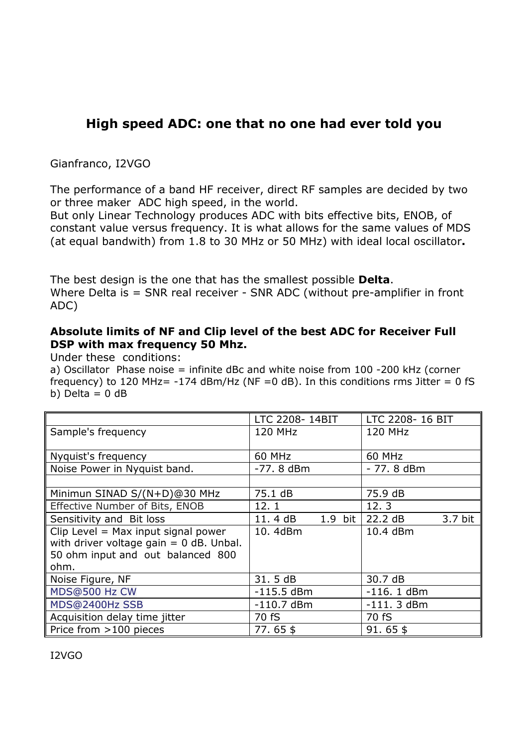# High speed ADC: one that no one had ever told you

Gianfranco, I2VGO

The performance of a band HF receiver, direct RF samples are decided by two or three maker ADC high speed, in the world.
But only Linear Technology produces ADC with bits effective bits, ENOB, of constant value versus frequency. It is what allows for the same values of MDS (at equal bandwith) from 1.8 to 30 MHz or 50 MHz) with ideal local oscillator**.**

The best design is the one that has the smallest possible **Delta**.
Where Delta is = SNR real receiver - SNR ADC (without pre-amplifier in front ADC)

**Absolute limits of NF and Clip level of the best ADC for Receiver Full DSP with max frequency 50 Mhz.**
Under these conditions:
a) Oscillator Phase noise = infinite dBc and white noise from 100 -200 kHz (corner frequency) to 120 MHz= -174 dBm/Hz (NF =0 dB). In this conditions rms Jitter = 0 fS
b) Delta = 0 dB

| | LTC 2208- 14BIT | LTC 2208- 16 BIT |
|---|---|---|
| Sample's frequency | 120 MHz | 120 MHz |
| Nyquist's frequency | 60 MHz | 60 MHz |
| Noise Power in Nyquist band. | -77. 8 dBm | - 77. 8 dBm |
| | | |
| Minimun SINAD S/(N+D)@30 MHz | 75.1 dB | 75.9 dB |
| Effective Number of Bits, ENOB | 12. 1 | 12. 3 |
| Sensitivity and Bit loss | 11. 4 dB 1.9 bit | 22.2 dB 3.7 bit |
| Clip Level = Max input signal power with driver voltage gain = 0 dB. Unbal. 50 ohm input and out balanced 800 ohm. | 10. 4dBm | 10.4 dBm |
| Noise Figure, NF | 31. 5 dB | 30.7 dB |
| MDS@500 Hz CW | -115.5 dBm | -116. 1 dBm |
| MDS@2400Hz SSB | -110.7 dBm | -111. 3 dBm |
| Acquisition delay time jitter | 70 fS | 70 fS |
| Price from >100 pieces | 77. 65 $ | 91. 65 $ |

I2VGO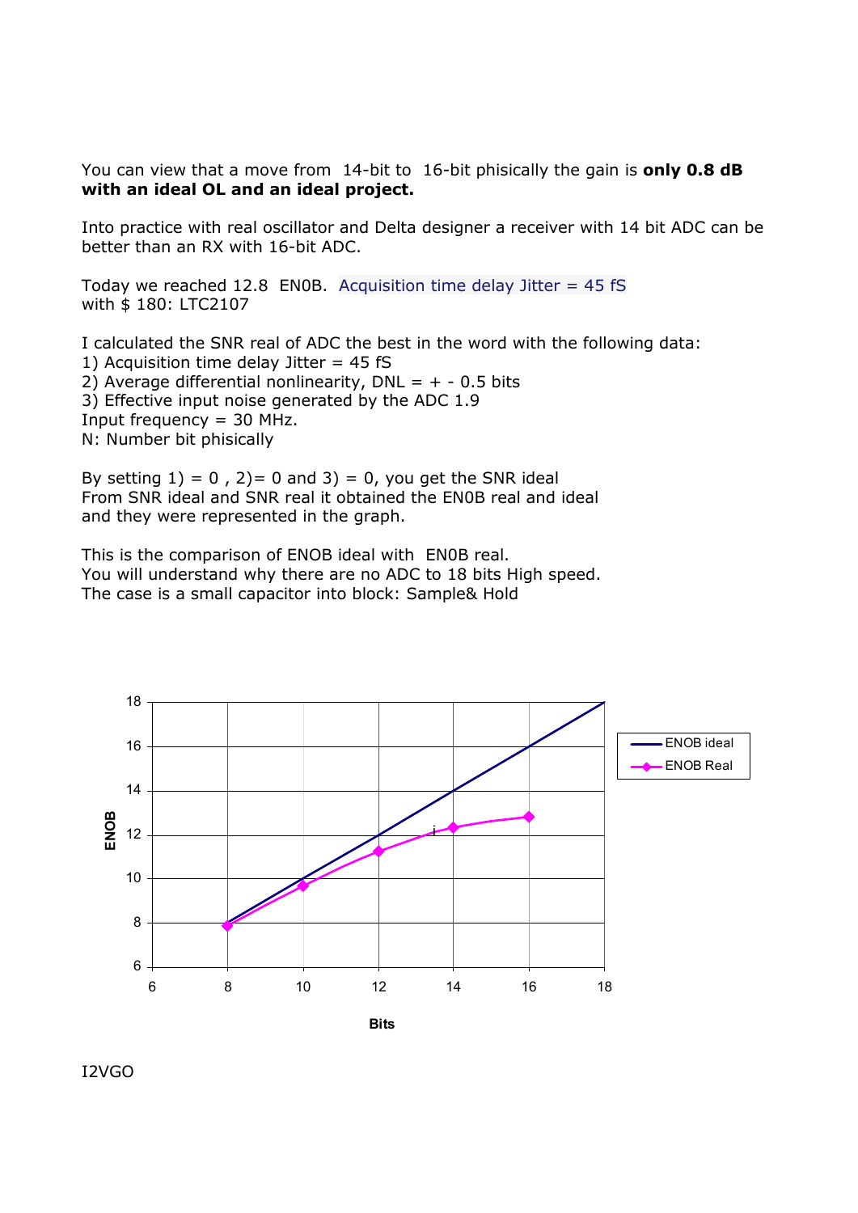You can view that a move from 14-bit to 16-bit phisically the gain is **only 0.8 dB with an ideal OL and an ideal project.**

Into practice with real oscillator and Delta designer a receiver with 14 bit ADC can be better than an RX with 16-bit ADC.

Today we reached 12.8 EN0B. Acquisition time delay Jitter = 45 fS
with $ 180: LTC2107

I calculated the SNR real of ADC the best in the word with the following data:
1) Acquisition time delay Jitter = 45 fS
2) Average differential nonlinearity, DNL = + - 0.5 bits
3) Effective input noise generated by the ADC 1.9
Input frequency = 30 MHz.
N: Number bit phisically

By setting 1) = 0 , 2)= 0 and 3) = 0, you get the SNR ideal
From SNR ideal and SNR real it obtained the EN0B real and ideal
and they were represented in the graph.

This is the comparison of ENOB ideal with EN0B real.
You will understand why there are no ADC to 18 bits High speed.
The case is a small capacitor into block: Sample& Hold

I2VGO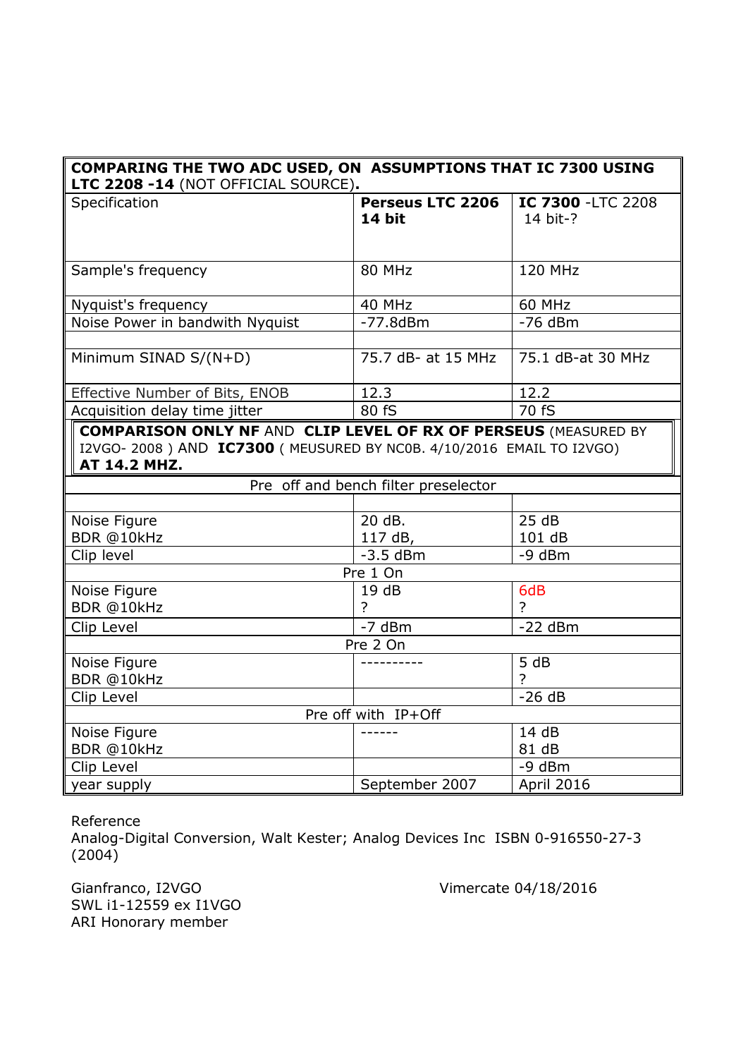| **COMPARING THE TWO ADC USED, ON ASSUMPTIONS THAT IC 7300 USING LTC 2208 -14** (NOT OFFICIAL SOURCE). | | |
|---|---|---|
| Specification | **Perseus LTC 2206 14 bit** | **IC 7300** -LTC 2208 14 bit-? |
| Sample's frequency | 80 MHz | 120 MHz |
| Nyquist's frequency | 40 MHz | 60 MHz |
| Noise Power in bandwith Nyquist | -77.8dBm | -76 dBm |
| | | |
| Minimum SINAD S/(N+D) | 75.7 dB- at 15 MHz | 75.1 dB-at 30 MHz |
| Effective Number of Bits, ENOB | 12.3 | 12.2 |
| Acquisition delay time jitter | 80 fS | 70 fS |
| **COMPARISON ONLY NF** AND **CLIP LEVEL OF RX OF PERSEUS** (MEASURED BY I2VGO- 2008 ) AND **IC7300** ( MEUSURED BY NC0B. 4/10/2016 EMAIL TO I2VGO) **AT 14.2 MHZ.** | | |
| Pre off and bench filter preselector | | |
| | | |
| Noise Figure<br>BDR @10kHz | 20 dB.<br>117 dB, | 25 dB<br>101 dB |
| Clip level | -3.5 dBm | -9 dBm |
| Pre 1 On | | |
| Noise Figure<br>BDR @10kHz | 19 dB<br>? | 6dB<br>? |
| Clip Level | -7 dBm | -22 dBm |
| Pre 2 On | | |
| Noise Figure<br>BDR @10kHz | ---------- | 5 dB<br>? |
| Clip Level | | -26 dB |
| Pre off with IP+Off | | |
| Noise Figure<br>BDR @10kHz | ------ | 14 dB<br>81 dB |
| Clip Level | | -9 dBm |
| year supply | September 2007 | April 2016 |

Reference
Analog-Digital Conversion, Walt Kester; Analog Devices Inc ISBN 0-916550-27-3 (2004)

Gianfranco, I2VGO
SWL i1-12559 ex I1VGO
ARI Honorary member

Vimercate 04/18/2016